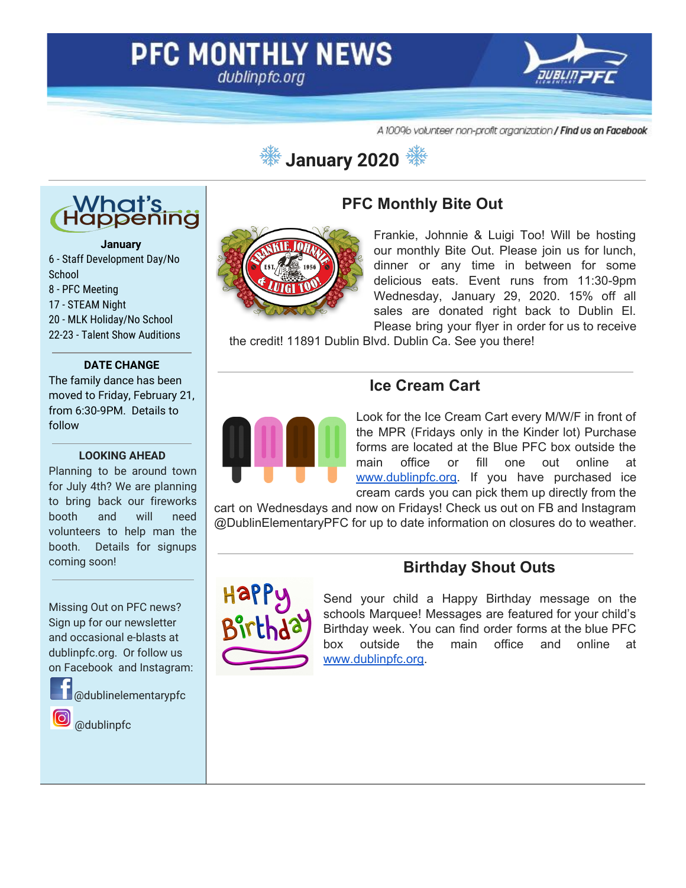# PFC MONTHLY NEWS

dublinpfc.org

*A 100% volunteer non-profit organization* / ***Find us on Facebook***

## January 2020

### What's Happening

**January**

6 - Staff Development Day/No School
8 - PFC Meeting
17 - STEAM Night
20 - MLK Holiday/No School
22-23 - Talent Show Auditions

**DATE CHANGE**

The family dance has been moved to Friday, February 21, from 6:30-9PM. Details to follow

**LOOKING AHEAD**

Planning to be around town for July 4th? We are planning to bring back our fireworks booth and will need volunteers to help man the booth. Details for signups coming soon!

Missing Out on PFC news? Sign up for our newsletter and occasional e-blasts at dublinpfc.org. Or follow us on Facebook and Instagram:

@dublinelementarypfc

@dublinpfc

## PFC Monthly Bite Out

Frankie, Johnnie & Luigi Too! Will be hosting our monthly Bite Out. Please join us for lunch, dinner or any time in between for some delicious eats. Event runs from 11:30-9pm Wednesday, January 29, 2020. 15% off all sales are donated right back to Dublin El. Please bring your flyer in order for us to receive the credit! 11891 Dublin Blvd. Dublin Ca. See you there!

## Ice Cream Cart

Look for the Ice Cream Cart every M/W/F in front of the MPR (Fridays only in the Kinder lot) Purchase forms are located at the Blue PFC box outside the main office or fill one out online at www.dublinpfc.org. If you have purchased ice cream cards you can pick them up directly from the cart on Wednesdays and now on Fridays! Check us out on FB and Instagram @DublinElementaryPFC for up to date information on closures do to weather.

## Birthday Shout Outs

Send your child a Happy Birthday message on the schools Marquee! Messages are featured for your child's Birthday week. You can find order forms at the blue PFC box outside the main office and online at www.dublinpfc.org.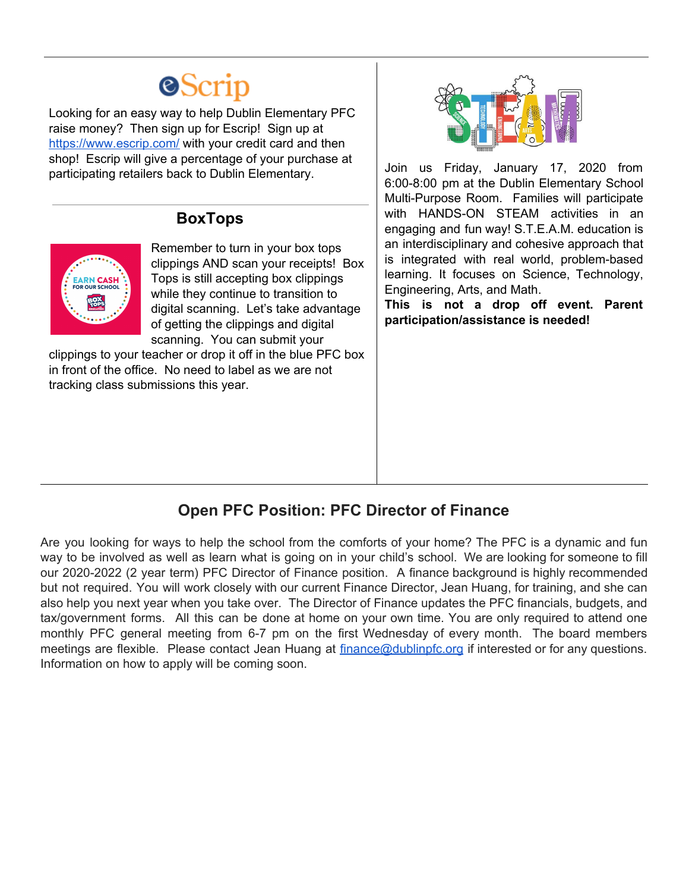## eScrip

Looking for an easy way to help Dublin Elementary PFC raise money? Then sign up for Escrip! Sign up at https://www.escrip.com/ with your credit card and then shop! Escrip will give a percentage of your purchase at participating retailers back to Dublin Elementary.

## BoxTops

Remember to turn in your box tops clippings AND scan your receipts! Box Tops is still accepting box clippings while they continue to transition to digital scanning. Let's take advantage of getting the clippings and digital scanning. You can submit your clippings to your teacher or drop it off in the blue PFC box in front of the office. No need to label as we are not tracking class submissions this year.

## STEAM

Join us Friday, January 17, 2020 from 6:00-8:00 pm at the Dublin Elementary School Multi-Purpose Room. Families will participate with HANDS-ON STEAM activities in an engaging and fun way! S.T.E.A.M. education is an interdisciplinary and cohesive approach that is integrated with real world, problem-based learning. It focuses on Science, Technology, Engineering, Arts, and Math.

**This is not a drop off event. Parent participation/assistance is needed!**

## Open PFC Position: PFC Director of Finance

Are you looking for ways to help the school from the comforts of your home? The PFC is a dynamic and fun way to be involved as well as learn what is going on in your child's school. We are looking for someone to fill our 2020-2022 (2 year term) PFC Director of Finance position. A finance background is highly recommended but not required. You will work closely with our current Finance Director, Jean Huang, for training, and she can also help you next year when you take over. The Director of Finance updates the PFC financials, budgets, and tax/government forms. All this can be done at home on your own time. You are only required to attend one monthly PFC general meeting from 6-7 pm on the first Wednesday of every month. The board members meetings are flexible. Please contact Jean Huang at finance@dublinpfc.org if interested or for any questions. Information on how to apply will be coming soon.